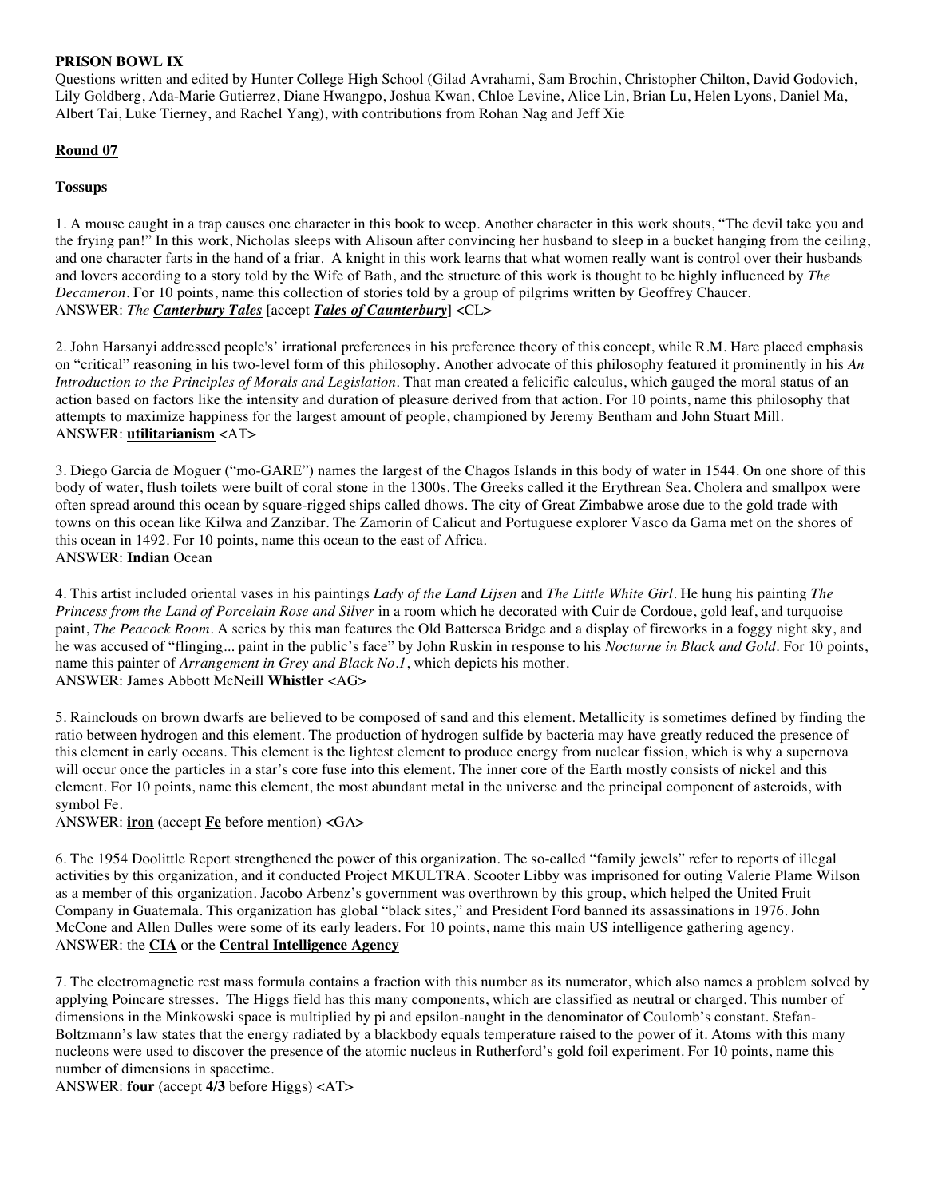**PRISON BOWL IX**

Questions written and edited by Hunter College High School (Gilad Avrahami, Sam Brochin, Christopher Chilton, David Godovich, Lily Goldberg, Ada-Marie Gutierrez, Diane Hwangpo, Joshua Kwan, Chloe Levine, Alice Lin, Brian Lu, Helen Lyons, Daniel Ma, Albert Tai, Luke Tierney, and Rachel Yang), with contributions from Rohan Nag and Jeff Xie

**Round 07**

**Tossups**

1. A mouse caught in a trap causes one character in this book to weep. Another character in this work shouts, "The devil take you and the frying pan!" In this work, Nicholas sleeps with Alisoun after convincing her husband to sleep in a bucket hanging from the ceiling, and one character farts in the hand of a friar. A knight in this work learns that what women really want is control over their husbands and lovers according to a story told by the Wife of Bath, and the structure of this work is thought to be highly influenced by *The Decameron*. For 10 points, name this collection of stories told by a group of pilgrims written by Geoffrey Chaucer.
ANSWER: *The* ***Canterbury Tales*** [accept ***Tales of Caunterbury***] <CL>

2. John Harsanyi addressed people's' irrational preferences in his preference theory of this concept, while R.M. Hare placed emphasis on "critical" reasoning in his two-level form of this philosophy. Another advocate of this philosophy featured it prominently in his *An Introduction to the Principles of Morals and Legislation*. That man created a felicific calculus, which gauged the moral status of an action based on factors like the intensity and duration of pleasure derived from that action. For 10 points, name this philosophy that attempts to maximize happiness for the largest amount of people, championed by Jeremy Bentham and John Stuart Mill.
ANSWER: **utilitarianism** <AT>

3. Diego Garcia de Moguer ("mo-GARE") names the largest of the Chagos Islands in this body of water in 1544. On one shore of this body of water, flush toilets were built of coral stone in the 1300s. The Greeks called it the Erythrean Sea. Cholera and smallpox were often spread around this ocean by square-rigged ships called dhows. The city of Great Zimbabwe arose due to the gold trade with towns on this ocean like Kilwa and Zanzibar. The Zamorin of Calicut and Portuguese explorer Vasco da Gama met on the shores of this ocean in 1492. For 10 points, name this ocean to the east of Africa.
ANSWER: **Indian** Ocean

4. This artist included oriental vases in his paintings *Lady of the Land Lijsen* and *The Little White Girl*. He hung his painting *The Princess from the Land of Porcelain Rose and Silver* in a room which he decorated with Cuir de Cordoue, gold leaf, and turquoise paint, *The Peacock Room*. A series by this man features the Old Battersea Bridge and a display of fireworks in a foggy night sky, and he was accused of "flinging... paint in the public's face" by John Ruskin in response to his *Nocturne in Black and Gold*. For 10 points, name this painter of *Arrangement in Grey and Black No.1*, which depicts his mother.
ANSWER: James Abbott McNeill **Whistler** <AG>

5. Rainclouds on brown dwarfs are believed to be composed of sand and this element. Metallicity is sometimes defined by finding the ratio between hydrogen and this element. The production of hydrogen sulfide by bacteria may have greatly reduced the presence of this element in early oceans. This element is the lightest element to produce energy from nuclear fission, which is why a supernova will occur once the particles in a star's core fuse into this element. The inner core of the Earth mostly consists of nickel and this element. For 10 points, name this element, the most abundant metal in the universe and the principal component of asteroids, with symbol Fe.
ANSWER: **iron** (accept **Fe** before mention) <GA>

6. The 1954 Doolittle Report strengthened the power of this organization. The so-called "family jewels" refer to reports of illegal activities by this organization, and it conducted Project MKULTRA. Scooter Libby was imprisoned for outing Valerie Plame Wilson as a member of this organization. Jacobo Arbenz's government was overthrown by this group, which helped the United Fruit Company in Guatemala. This organization has global "black sites," and President Ford banned its assassinations in 1976. John McCone and Allen Dulles were some of its early leaders. For 10 points, name this main US intelligence gathering agency.
ANSWER: the **CIA** or the **Central Intelligence Agency**

7. The electromagnetic rest mass formula contains a fraction with this number as its numerator, which also names a problem solved by applying Poincare stresses. The Higgs field has this many components, which are classified as neutral or charged. This number of dimensions in the Minkowski space is multiplied by pi and epsilon-naught in the denominator of Coulomb's constant. Stefan-Boltzmann's law states that the energy radiated by a blackbody equals temperature raised to the power of it. Atoms with this many nucleons were used to discover the presence of the atomic nucleus in Rutherford's gold foil experiment. For 10 points, name this number of dimensions in spacetime.
ANSWER: **four** (accept **4/3** before Higgs) <AT>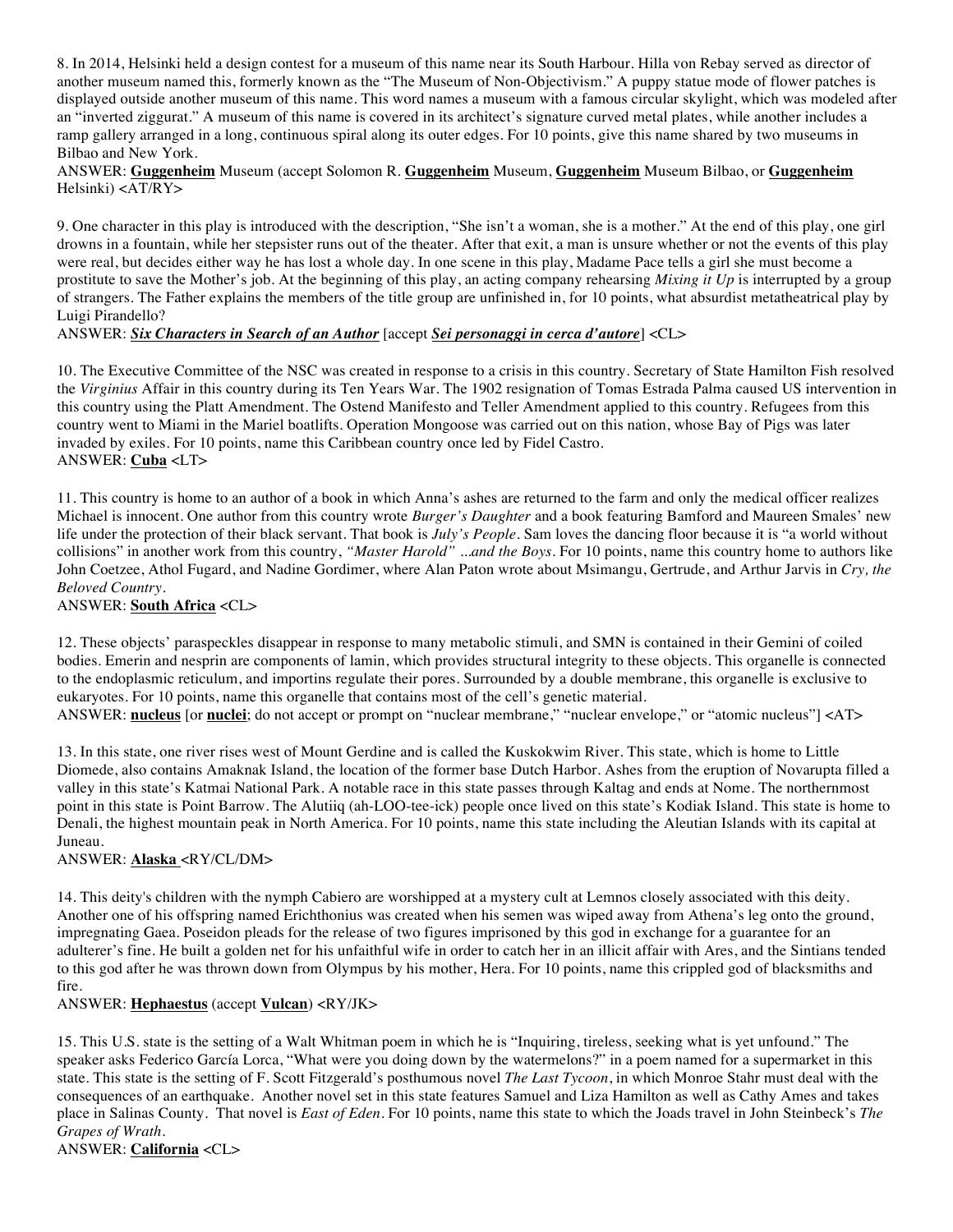8. In 2014, Helsinki held a design contest for a museum of this name near its South Harbour. Hilla von Rebay served as director of another museum named this, formerly known as the "The Museum of Non-Objectivism." A puppy statue mode of flower patches is displayed outside another museum of this name. This word names a museum with a famous circular skylight, which was modeled after an "inverted ziggurat." A museum of this name is covered in its architect's signature curved metal plates, while another includes a ramp gallery arranged in a long, continuous spiral along its outer edges. For 10 points, give this name shared by two museums in Bilbao and New York.

ANSWER: **Guggenheim** Museum (accept Solomon R. **Guggenheim** Museum, **Guggenheim** Museum Bilbao, or **Guggenheim** Helsinki) <AT/RY>

9. One character in this play is introduced with the description, "She isn't a woman, she is a mother." At the end of this play, one girl drowns in a fountain, while her stepsister runs out of the theater. After that exit, a man is unsure whether or not the events of this play were real, but decides either way he has lost a whole day. In one scene in this play, Madame Pace tells a girl she must become a prostitute to save the Mother's job. At the beginning of this play, an acting company rehearsing *Mixing it Up* is interrupted by a group of strangers. The Father explains the members of the title group are unfinished in, for 10 points, what absurdist metatheatrical play by Luigi Pirandello?

ANSWER: ***Six Characters in Search of an Author*** [accept ***Sei personaggi in cerca d'autore***] <CL>

10. The Executive Committee of the NSC was created in response to a crisis in this country. Secretary of State Hamilton Fish resolved the *Virginius* Affair in this country during its Ten Years War. The 1902 resignation of Tomas Estrada Palma caused US intervention in this country using the Platt Amendment. The Ostend Manifesto and Teller Amendment applied to this country. Refugees from this country went to Miami in the Mariel boatlifts. Operation Mongoose was carried out on this nation, whose Bay of Pigs was later invaded by exiles. For 10 points, name this Caribbean country once led by Fidel Castro.

ANSWER: **Cuba** <LT>

11. This country is home to an author of a book in which Anna's ashes are returned to the farm and only the medical officer realizes Michael is innocent. One author from this country wrote *Burger's Daughter* and a book featuring Bamford and Maureen Smales' new life under the protection of their black servant. That book is *July's People*. Sam loves the dancing floor because it is "a world without collisions" in another work from this country, *"Master Harold" ...and the Boys*. For 10 points, name this country home to authors like John Coetzee, Athol Fugard, and Nadine Gordimer, where Alan Paton wrote about Msimangu, Gertrude, and Arthur Jarvis in *Cry, the Beloved Country*.

ANSWER: **South Africa** <CL>

12. These objects' paraspeckles disappear in response to many metabolic stimuli, and SMN is contained in their Gemini of coiled bodies. Emerin and nesprin are components of lamin, which provides structural integrity to these objects. This organelle is connected to the endoplasmic reticulum, and importins regulate their pores. Surrounded by a double membrane, this organelle is exclusive to eukaryotes. For 10 points, name this organelle that contains most of the cell's genetic material.

ANSWER: **nucleus** [or **nuclei**; do not accept or prompt on "nuclear membrane," "nuclear envelope," or "atomic nucleus"] <AT>

13. In this state, one river rises west of Mount Gerdine and is called the Kuskokwim River. This state, which is home to Little Diomede, also contains Amaknak Island, the location of the former base Dutch Harbor. Ashes from the eruption of Novarupta filled a valley in this state's Katmai National Park. A notable race in this state passes through Kaltag and ends at Nome. The northernmost point in this state is Point Barrow. The Alutiiq (ah-LOO-tee-ick) people once lived on this state's Kodiak Island. This state is home to Denali, the highest mountain peak in North America. For 10 points, name this state including the Aleutian Islands with its capital at Juneau.

ANSWER: **Alaska** <RY/CL/DM>

14. This deity's children with the nymph Cabiero are worshipped at a mystery cult at Lemnos closely associated with this deity. Another one of his offspring named Erichthonius was created when his semen was wiped away from Athena's leg onto the ground, impregnating Gaea. Poseidon pleads for the release of two figures imprisoned by this god in exchange for a guarantee for an adulterer's fine. He built a golden net for his unfaithful wife in order to catch her in an illicit affair with Ares, and the Sintians tended to this god after he was thrown down from Olympus by his mother, Hera. For 10 points, name this crippled god of blacksmiths and fire.

ANSWER: **Hephaestus** (accept **Vulcan**) <RY/JK>

15. This U.S. state is the setting of a Walt Whitman poem in which he is "Inquiring, tireless, seeking what is yet unfound." The speaker asks Federico García Lorca, "What were you doing down by the watermelons?" in a poem named for a supermarket in this state. This state is the setting of F. Scott Fitzgerald's posthumous novel *The Last Tycoon*, in which Monroe Stahr must deal with the consequences of an earthquake. Another novel set in this state features Samuel and Liza Hamilton as well as Cathy Ames and takes place in Salinas County. That novel is *East of Eden*. For 10 points, name this state to which the Joads travel in John Steinbeck's *The Grapes of Wrath*.

ANSWER: **California** <CL>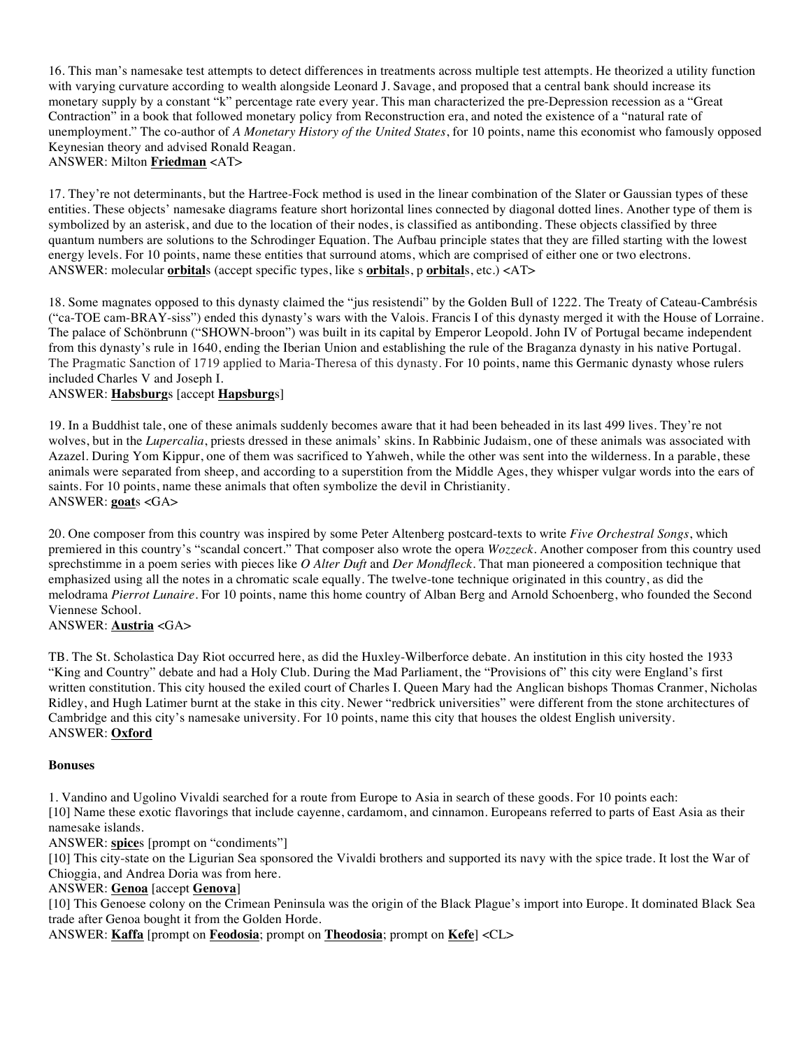16. This man's namesake test attempts to detect differences in treatments across multiple test attempts. He theorized a utility function with varying curvature according to wealth alongside Leonard J. Savage, and proposed that a central bank should increase its monetary supply by a constant "k" percentage rate every year. This man characterized the pre-Depression recession as a "Great Contraction" in a book that followed monetary policy from Reconstruction era, and noted the existence of a "natural rate of unemployment." The co-author of *A Monetary History of the United States*, for 10 points, name this economist who famously opposed Keynesian theory and advised Ronald Reagan.
ANSWER: Milton **Friedman** <AT>

17. They're not determinants, but the Hartree-Fock method is used in the linear combination of the Slater or Gaussian types of these entities. These objects' namesake diagrams feature short horizontal lines connected by diagonal dotted lines. Another type of them is symbolized by an asterisk, and due to the location of their nodes, is classified as antibonding. These objects classified by three quantum numbers are solutions to the Schrodinger Equation. The Aufbau principle states that they are filled starting with the lowest energy levels. For 10 points, name these entities that surround atoms, which are comprised of either one or two electrons.
ANSWER: molecular **orbital**s (accept specific types, like s **orbital**s, p **orbital**s, etc.) <AT>

18. Some magnates opposed to this dynasty claimed the "jus resistendi" by the Golden Bull of 1222. The Treaty of Cateau-Cambrésis ("ca-TOE cam-BRAY-siss") ended this dynasty's wars with the Valois. Francis I of this dynasty merged it with the House of Lorraine. The palace of Schönbrunn ("SHOWN-broon") was built in its capital by Emperor Leopold. John IV of Portugal became independent from this dynasty's rule in 1640, ending the Iberian Union and establishing the rule of the Braganza dynasty in his native Portugal. The Pragmatic Sanction of 1719 applied to Maria-Theresa of this dynasty. For 10 points, name this Germanic dynasty whose rulers included Charles V and Joseph I.
ANSWER: **Habsburg**s [accept **Hapsburg**s]

19. In a Buddhist tale, one of these animals suddenly becomes aware that it had been beheaded in its last 499 lives. They're not wolves, but in the *Lupercalia*, priests dressed in these animals' skins. In Rabbinic Judaism, one of these animals was associated with Azazel. During Yom Kippur, one of them was sacrificed to Yahweh, while the other was sent into the wilderness. In a parable, these animals were separated from sheep, and according to a superstition from the Middle Ages, they whisper vulgar words into the ears of saints. For 10 points, name these animals that often symbolize the devil in Christianity.
ANSWER: **goat**s <GA>

20. One composer from this country was inspired by some Peter Altenberg postcard-texts to write *Five Orchestral Songs*, which premiered in this country's "scandal concert." That composer also wrote the opera *Wozzeck*. Another composer from this country used sprechstimme in a poem series with pieces like *O Alter Duft* and *Der Mondfleck*. That man pioneered a composition technique that emphasized using all the notes in a chromatic scale equally. The twelve-tone technique originated in this country, as did the melodrama *Pierrot Lunaire*. For 10 points, name this home country of Alban Berg and Arnold Schoenberg, who founded the Second Viennese School.
ANSWER: **Austria** <GA>

TB. The St. Scholastica Day Riot occurred here, as did the Huxley-Wilberforce debate. An institution in this city hosted the 1933 "King and Country" debate and had a Holy Club. During the Mad Parliament, the "Provisions of" this city were England's first written constitution. This city housed the exiled court of Charles I. Queen Mary had the Anglican bishops Thomas Cranmer, Nicholas Ridley, and Hugh Latimer burnt at the stake in this city. Newer "redbrick universities" were different from the stone architectures of Cambridge and this city's namesake university. For 10 points, name this city that houses the oldest English university.
ANSWER: **Oxford**

**Bonuses**

1. Vandino and Ugolino Vivaldi searched for a route from Europe to Asia in search of these goods. For 10 points each:
[10] Name these exotic flavorings that include cayenne, cardamom, and cinnamon. Europeans referred to parts of East Asia as their namesake islands.
ANSWER: **spice**s [prompt on "condiments"]
[10] This city-state on the Ligurian Sea sponsored the Vivaldi brothers and supported its navy with the spice trade. It lost the War of Chioggia, and Andrea Doria was from here.
ANSWER: **Genoa** [accept **Genova**]
[10] This Genoese colony on the Crimean Peninsula was the origin of the Black Plague's import into Europe. It dominated Black Sea trade after Genoa bought it from the Golden Horde.
ANSWER: **Kaffa** [prompt on **Feodosia**; prompt on **Theodosia**; prompt on **Kefe**] <CL>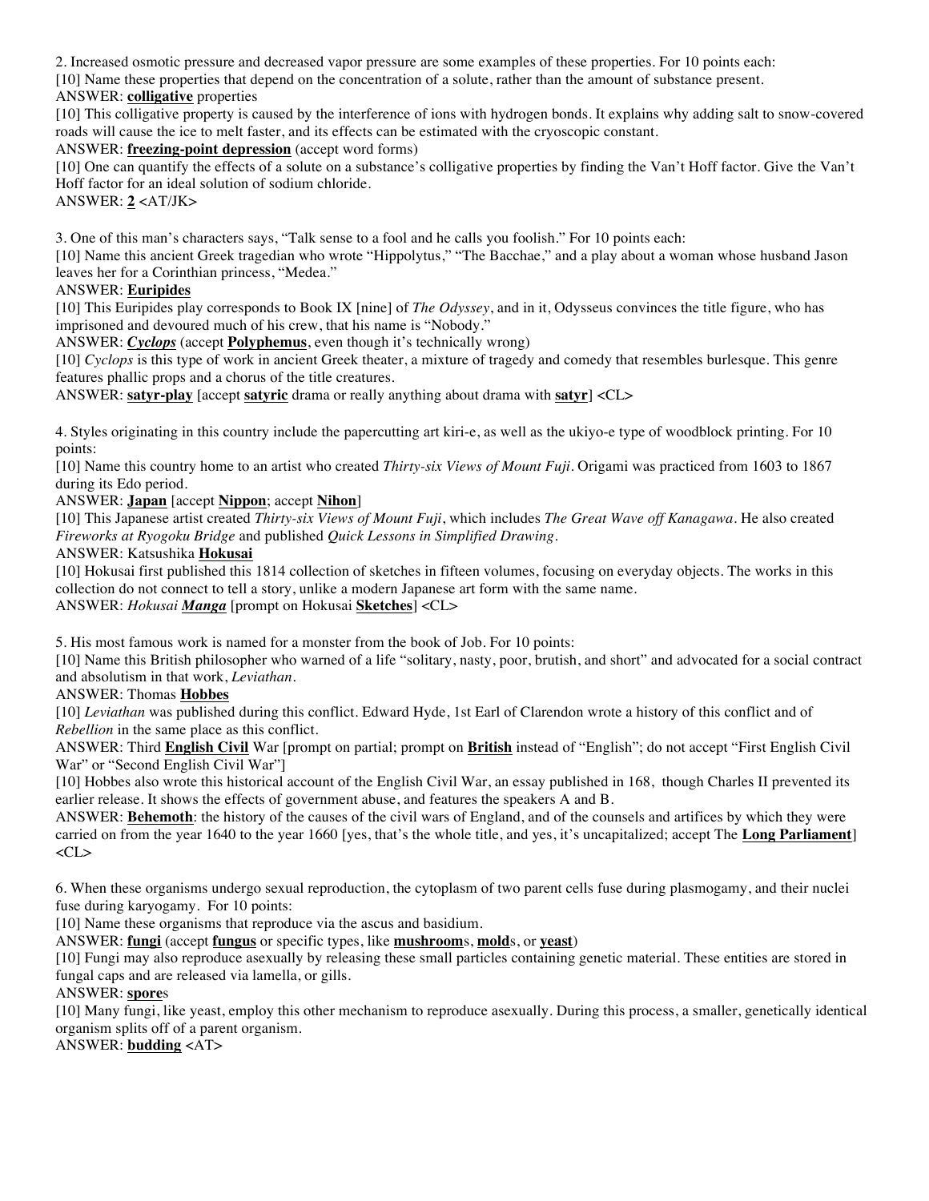2. Increased osmotic pressure and decreased vapor pressure are some examples of these properties. For 10 points each:

[10] Name these properties that depend on the concentration of a solute, rather than the amount of substance present.

ANSWER: **colligative** properties

[10] This colligative property is caused by the interference of ions with hydrogen bonds. It explains why adding salt to snow-covered roads will cause the ice to melt faster, and its effects can be estimated with the cryoscopic constant.

ANSWER: **freezing-point depression** (accept word forms)

[10] One can quantify the effects of a solute on a substance's colligative properties by finding the Van't Hoff factor. Give the Van't Hoff factor for an ideal solution of sodium chloride.

ANSWER: **2** <AT/JK>

3. One of this man's characters says, "Talk sense to a fool and he calls you foolish." For 10 points each:

[10] Name this ancient Greek tragedian who wrote "Hippolytus," "The Bacchae," and a play about a woman whose husband Jason leaves her for a Corinthian princess, "Medea."

ANSWER: **Euripides**

[10] This Euripides play corresponds to Book IX [nine] of *The Odyssey*, and in it, Odysseus convinces the title figure, who has imprisoned and devoured much of his crew, that his name is "Nobody."

ANSWER: ***Cyclops*** (accept **Polyphemus**, even though it's technically wrong)

[10] *Cyclops* is this type of work in ancient Greek theater, a mixture of tragedy and comedy that resembles burlesque. This genre features phallic props and a chorus of the title creatures.

ANSWER: **satyr-play** [accept **satyric** drama or really anything about drama with **satyr**] <CL>

4. Styles originating in this country include the papercutting art kiri-e, as well as the ukiyo-e type of woodblock printing. For 10 points:

[10] Name this country home to an artist who created *Thirty-six Views of Mount Fuji*. Origami was practiced from 1603 to 1867 during its Edo period.

ANSWER: **Japan** [accept **Nippon**; accept **Nihon**]

[10] This Japanese artist created *Thirty-six Views of Mount Fuji*, which includes *The Great Wave off Kanagawa*. He also created *Fireworks at Ryogoku Bridge* and published *Quick Lessons in Simplified Drawing*.

ANSWER: Katsushika **Hokusai**

[10] Hokusai first published this 1814 collection of sketches in fifteen volumes, focusing on everyday objects. The works in this collection do not connect to tell a story, unlike a modern Japanese art form with the same name.

ANSWER: *Hokusai **Manga*** [prompt on Hokusai **Sketches**] <CL>

5. His most famous work is named for a monster from the book of Job. For 10 points:

[10] Name this British philosopher who warned of a life "solitary, nasty, poor, brutish, and short" and advocated for a social contract and absolutism in that work, *Leviathan*.

ANSWER: Thomas **Hobbes**

[10] *Leviathan* was published during this conflict. Edward Hyde, 1st Earl of Clarendon wrote a history of this conflict and of *Rebellion* in the same place as this conflict.

ANSWER: Third **English Civil** War [prompt on partial; prompt on **British** instead of "English"; do not accept "First English Civil War" or "Second English Civil War"]

[10] Hobbes also wrote this historical account of the English Civil War, an essay published in 168, though Charles II prevented its earlier release. It shows the effects of government abuse, and features the speakers A and B.

ANSWER: **Behemoth**: the history of the causes of the civil wars of England, and of the counsels and artifices by which they were carried on from the year 1640 to the year 1660 [yes, that's the whole title, and yes, it's uncapitalized; accept The **Long Parliament**] <CL>

6. When these organisms undergo sexual reproduction, the cytoplasm of two parent cells fuse during plasmogamy, and their nuclei fuse during karyogamy. For 10 points:

[10] Name these organisms that reproduce via the ascus and basidium.

ANSWER: **fungi** (accept **fungus** or specific types, like **mushroom**s, **mold**s, or **yeast**)

[10] Fungi may also reproduce asexually by releasing these small particles containing genetic material. These entities are stored in fungal caps and are released via lamella, or gills.

ANSWER: **spore**s

[10] Many fungi, like yeast, employ this other mechanism to reproduce asexually. During this process, a smaller, genetically identical organism splits off of a parent organism.

ANSWER: **budding** <AT>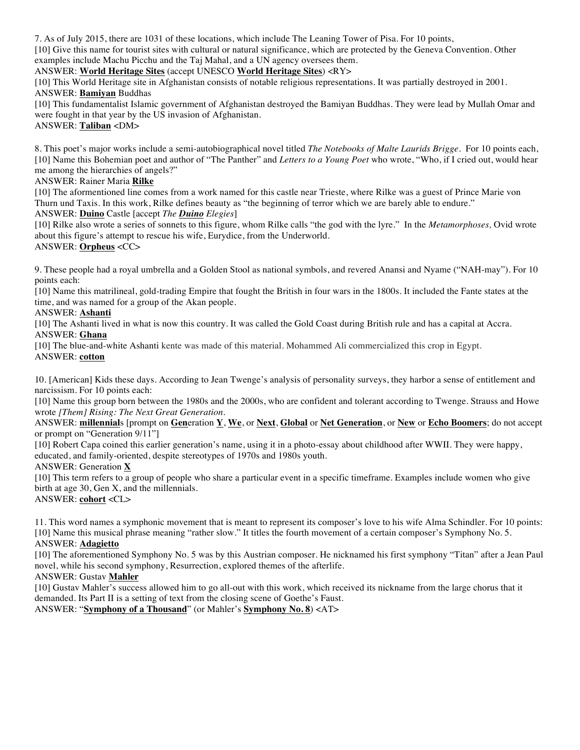7. As of July 2015, there are 1031 of these locations, which include The Leaning Tower of Pisa. For 10 points,

[10] Give this name for tourist sites with cultural or natural significance, which are protected by the Geneva Convention. Other examples include Machu Picchu and the Taj Mahal, and a UN agency oversees them.

ANSWER: **World Heritage Sites** (accept UNESCO **World Heritage Sites**) <RY>

[10] This World Heritage site in Afghanistan consists of notable religious representations. It was partially destroyed in 2001.

ANSWER: **Bamiyan** Buddhas

[10] This fundamentalist Islamic government of Afghanistan destroyed the Bamiyan Buddhas. They were lead by Mullah Omar and were fought in that year by the US invasion of Afghanistan.

ANSWER: **Taliban** <DM>

8. This poet's major works include a semi-autobiographical novel titled *The Notebooks of Malte Laurids Brigge*. For 10 points each,

[10] Name this Bohemian poet and author of "The Panther" and *Letters to a Young Poet* who wrote, "Who, if I cried out, would hear me among the hierarchies of angels?"

ANSWER: Rainer Maria **Rilke**

[10] The aforementioned line comes from a work named for this castle near Trieste, where Rilke was a guest of Prince Marie von Thurn und Taxis. In this work, Rilke defines beauty as "the beginning of terror which we are barely able to endure."

ANSWER: **Duino** Castle [accept *The* ***Duino*** *Elegies*]

[10] Rilke also wrote a series of sonnets to this figure, whom Rilke calls "the god with the lyre." In the *Metamorphoses,* Ovid wrote about this figure's attempt to rescue his wife, Eurydice, from the Underworld.

ANSWER: **Orpheus** <CC>

9. These people had a royal umbrella and a Golden Stool as national symbols, and revered Anansi and Nyame ("NAH-may"). For 10 points each:

[10] Name this matrilineal, gold-trading Empire that fought the British in four wars in the 1800s. It included the Fante states at the time, and was named for a group of the Akan people.

ANSWER: **Ashanti**

[10] The Ashanti lived in what is now this country. It was called the Gold Coast during British rule and has a capital at Accra.

ANSWER: **Ghana**

[10] The blue-and-white Ashanti kente was made of this material. Mohammed Ali commercialized this crop in Egypt.

ANSWER: **cotton**

10. [American] Kids these days. According to Jean Twenge's analysis of personality surveys, they harbor a sense of entitlement and narcissism. For 10 points each:

[10] Name this group born between the 1980s and the 2000s, who are confident and tolerant according to Twenge. Strauss and Howe wrote *[Them] Rising: The Next Great Generation*.

ANSWER: **millennial**s [prompt on **Gen**eration **Y**, **We**, or **Next**, **Global** or **Net Generation**, or **New** or **Echo Boomers**; do not accept or prompt on "Generation 9/11"]

[10] Robert Capa coined this earlier generation's name, using it in a photo-essay about childhood after WWII. They were happy, educated, and family-oriented, despite stereotypes of 1970s and 1980s youth.

ANSWER: Generation **X**

[10] This term refers to a group of people who share a particular event in a specific timeframe. Examples include women who give birth at age 30, Gen X, and the millennials.

ANSWER: **cohort** <CL>

11. This word names a symphonic movement that is meant to represent its composer's love to his wife Alma Schindler. For 10 points:

[10] Name this musical phrase meaning "rather slow." It titles the fourth movement of a certain composer's Symphony No. 5.

ANSWER: **Adagietto**

[10] The aforementioned Symphony No. 5 was by this Austrian composer. He nicknamed his first symphony "Titan" after a Jean Paul novel, while his second symphony, Resurrection, explored themes of the afterlife.

ANSWER: Gustav **Mahler**

[10] Gustav Mahler's success allowed him to go all-out with this work, which received its nickname from the large chorus that it demanded. Its Part II is a setting of text from the closing scene of Goethe's Faust.

ANSWER: "**Symphony of a Thousand**" (or Mahler's **Symphony No. 8**) <AT>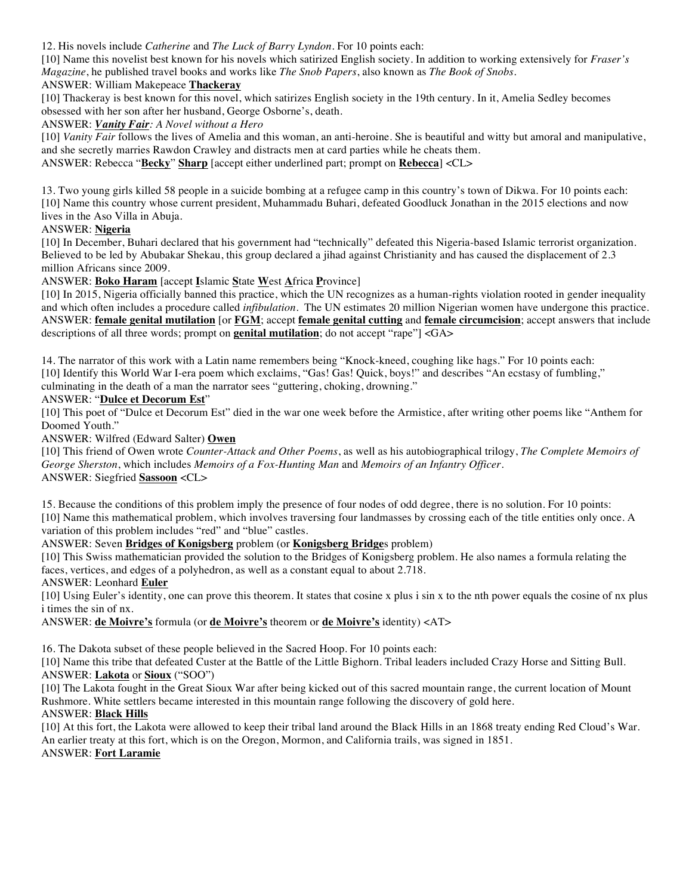12. His novels include *Catherine* and *The Luck of Barry Lyndon*. For 10 points each:

[10] Name this novelist best known for his novels which satirized English society. In addition to working extensively for *Fraser's Magazine*, he published travel books and works like *The Snob Papers*, also known as *The Book of Snobs*.

ANSWER: William Makepeace **Thackeray**

[10] Thackeray is best known for this novel, which satirizes English society in the 19th century. In it, Amelia Sedley becomes obsessed with her son after her husband, George Osborne's, death.

ANSWER: ***Vanity Fair****: A Novel without a Hero*

[10] *Vanity Fair* follows the lives of Amelia and this woman, an anti-heroine. She is beautiful and witty but amoral and manipulative, and she secretly marries Rawdon Crawley and distracts men at card parties while he cheats them.

ANSWER: Rebecca "**Becky**" **Sharp** [accept either underlined part; prompt on **Rebecca**] <CL>

13. Two young girls killed 58 people in a suicide bombing at a refugee camp in this country's town of Dikwa. For 10 points each:

[10] Name this country whose current president, Muhammadu Buhari, defeated Goodluck Jonathan in the 2015 elections and now lives in the Aso Villa in Abuja.

ANSWER: **Nigeria**

[10] In December, Buhari declared that his government had "technically" defeated this Nigeria-based Islamic terrorist organization. Believed to be led by Abubakar Shekau, this group declared a jihad against Christianity and has caused the displacement of 2.3 million Africans since 2009.

ANSWER: **Boko Haram** [accept **I**slamic **S**tate **W**est **A**frica **P**rovince]

[10] In 2015, Nigeria officially banned this practice, which the UN recognizes as a human-rights violation rooted in gender inequality and which often includes a procedure called *infibulation*. The UN estimates 20 million Nigerian women have undergone this practice.

ANSWER: **female genital mutilation** [or **FGM**; accept **female genital cutting** and **female genital circumcision**; accept answers that include descriptions of all three words; prompt on **genital mutilation**; do not accept "rape"] <GA>

14. The narrator of this work with a Latin name remembers being "Knock-kneed, coughing like hags." For 10 points each:

[10] Identify this World War I-era poem which exclaims, "Gas! Gas! Quick, boys!" and describes "An ecstasy of fumbling," culminating in the death of a man the narrator sees "guttering, choking, drowning."

ANSWER: "**Dulce et Decorum Est**"

[10] This poet of "Dulce et Decorum Est" died in the war one week before the Armistice, after writing other poems like "Anthem for Doomed Youth."

ANSWER: Wilfred (Edward Salter) **Owen**

[10] This friend of Owen wrote *Counter-Attack and Other Poems*, as well as his autobiographical trilogy, *The Complete Memoirs of George Sherston*, which includes *Memoirs of a Fox-Hunting Man* and *Memoirs of an Infantry Officer*.

ANSWER: Siegfried **Sassoon** <CL>

15. Because the conditions of this problem imply the presence of four nodes of odd degree, there is no solution. For 10 points:

[10] Name this mathematical problem, which involves traversing four landmasses by crossing each of the title entities only once. A variation of this problem includes "red" and "blue" castles.

ANSWER: Seven **Bridges of Konigsberg** problem (or **Konigsberg Bridge**s problem)

[10] This Swiss mathematician provided the solution to the Bridges of Konigsberg problem. He also names a formula relating the faces, vertices, and edges of a polyhedron, as well as a constant equal to about 2.718.

ANSWER: Leonhard **Euler**

[10] Using Euler's identity, one can prove this theorem. It states that cosine x plus i sin x to the nth power equals the cosine of nx plus i times the sin of nx.

ANSWER: **de Moivre's** formula (or **de Moivre's** theorem or **de Moivre's** identity) <AT>

16. The Dakota subset of these people believed in the Sacred Hoop. For 10 points each:

[10] Name this tribe that defeated Custer at the Battle of the Little Bighorn. Tribal leaders included Crazy Horse and Sitting Bull.

ANSWER: **Lakota** or **Sioux** ("SOO")

[10] The Lakota fought in the Great Sioux War after being kicked out of this sacred mountain range, the current location of Mount Rushmore. White settlers became interested in this mountain range following the discovery of gold here.

ANSWER: **Black Hills**

[10] At this fort, the Lakota were allowed to keep their tribal land around the Black Hills in an 1868 treaty ending Red Cloud's War. An earlier treaty at this fort, which is on the Oregon, Mormon, and California trails, was signed in 1851.

ANSWER: **Fort Laramie**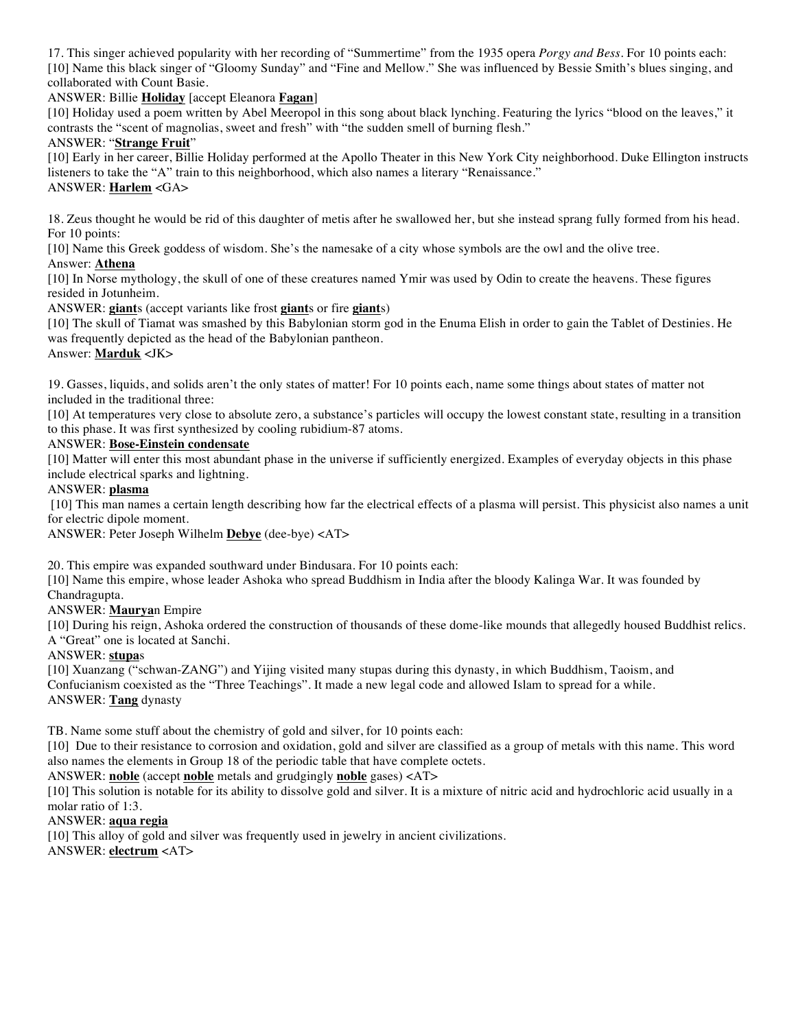17. This singer achieved popularity with her recording of "Summertime" from the 1935 opera *Porgy and Bess*. For 10 points each:

[10] Name this black singer of "Gloomy Sunday" and "Fine and Mellow." She was influenced by Bessie Smith's blues singing, and collaborated with Count Basie.

ANSWER: Billie **Holiday** [accept Eleanora **Fagan**]

[10] Holiday used a poem written by Abel Meeropol in this song about black lynching. Featuring the lyrics "blood on the leaves," it contrasts the "scent of magnolias, sweet and fresh" with "the sudden smell of burning flesh."

ANSWER: "**Strange Fruit**"

[10] Early in her career, Billie Holiday performed at the Apollo Theater in this New York City neighborhood. Duke Ellington instructs listeners to take the "A" train to this neighborhood, which also names a literary "Renaissance."

ANSWER: **Harlem** <GA>

18. Zeus thought he would be rid of this daughter of metis after he swallowed her, but she instead sprang fully formed from his head. For 10 points:

[10] Name this Greek goddess of wisdom. She's the namesake of a city whose symbols are the owl and the olive tree.

Answer: **Athena**

[10] In Norse mythology, the skull of one of these creatures named Ymir was used by Odin to create the heavens. These figures resided in Jotunheim.

ANSWER: **giant**s (accept variants like frost **giant**s or fire **giant**s)

[10] The skull of Tiamat was smashed by this Babylonian storm god in the Enuma Elish in order to gain the Tablet of Destinies. He was frequently depicted as the head of the Babylonian pantheon.

Answer: **Marduk** <JK>

19. Gasses, liquids, and solids aren't the only states of matter! For 10 points each, name some things about states of matter not included in the traditional three:

[10] At temperatures very close to absolute zero, a substance's particles will occupy the lowest constant state, resulting in a transition to this phase. It was first synthesized by cooling rubidium-87 atoms.

ANSWER: **Bose-Einstein condensate**

[10] Matter will enter this most abundant phase in the universe if sufficiently energized. Examples of everyday objects in this phase include electrical sparks and lightning.

ANSWER: **plasma**

[10] This man names a certain length describing how far the electrical effects of a plasma will persist. This physicist also names a unit for electric dipole moment.

ANSWER: Peter Joseph Wilhelm **Debye** (dee-bye) <AT>

20. This empire was expanded southward under Bindusara. For 10 points each:

[10] Name this empire, whose leader Ashoka who spread Buddhism in India after the bloody Kalinga War. It was founded by Chandragupta.

ANSWER: **Maurya**n Empire

[10] During his reign, Ashoka ordered the construction of thousands of these dome-like mounds that allegedly housed Buddhist relics. A "Great" one is located at Sanchi.

ANSWER: **stupa**s

[10] Xuanzang ("schwan-ZANG") and Yijing visited many stupas during this dynasty, in which Buddhism, Taoism, and Confucianism coexisted as the "Three Teachings". It made a new legal code and allowed Islam to spread for a while.

ANSWER: **Tang** dynasty

TB. Name some stuff about the chemistry of gold and silver, for 10 points each:

[10] Due to their resistance to corrosion and oxidation, gold and silver are classified as a group of metals with this name. This word also names the elements in Group 18 of the periodic table that have complete octets.

ANSWER: **noble** (accept **noble** metals and grudgingly **noble** gases) <AT>

[10] This solution is notable for its ability to dissolve gold and silver. It is a mixture of nitric acid and hydrochloric acid usually in a molar ratio of 1:3.

ANSWER: **aqua regia**

[10] This alloy of gold and silver was frequently used in jewelry in ancient civilizations.

ANSWER: **electrum** <AT>